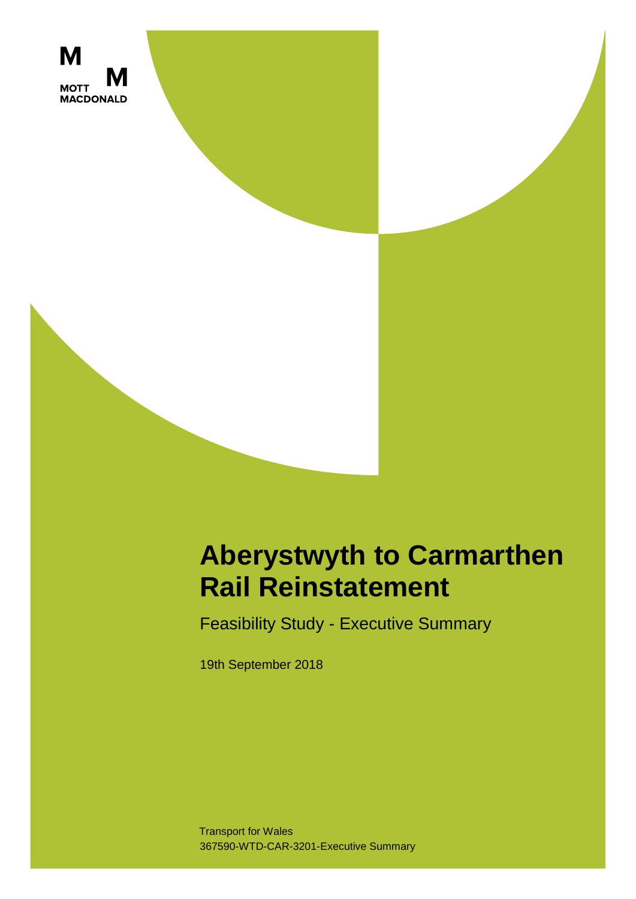MOTT MACDONALD

# Aberystwyth to Carmarthen Rail Reinstatement

Feasibility Study - Executive Summary

19th September 2018

Transport for Wales
367590-WTD-CAR-3201-Executive Summary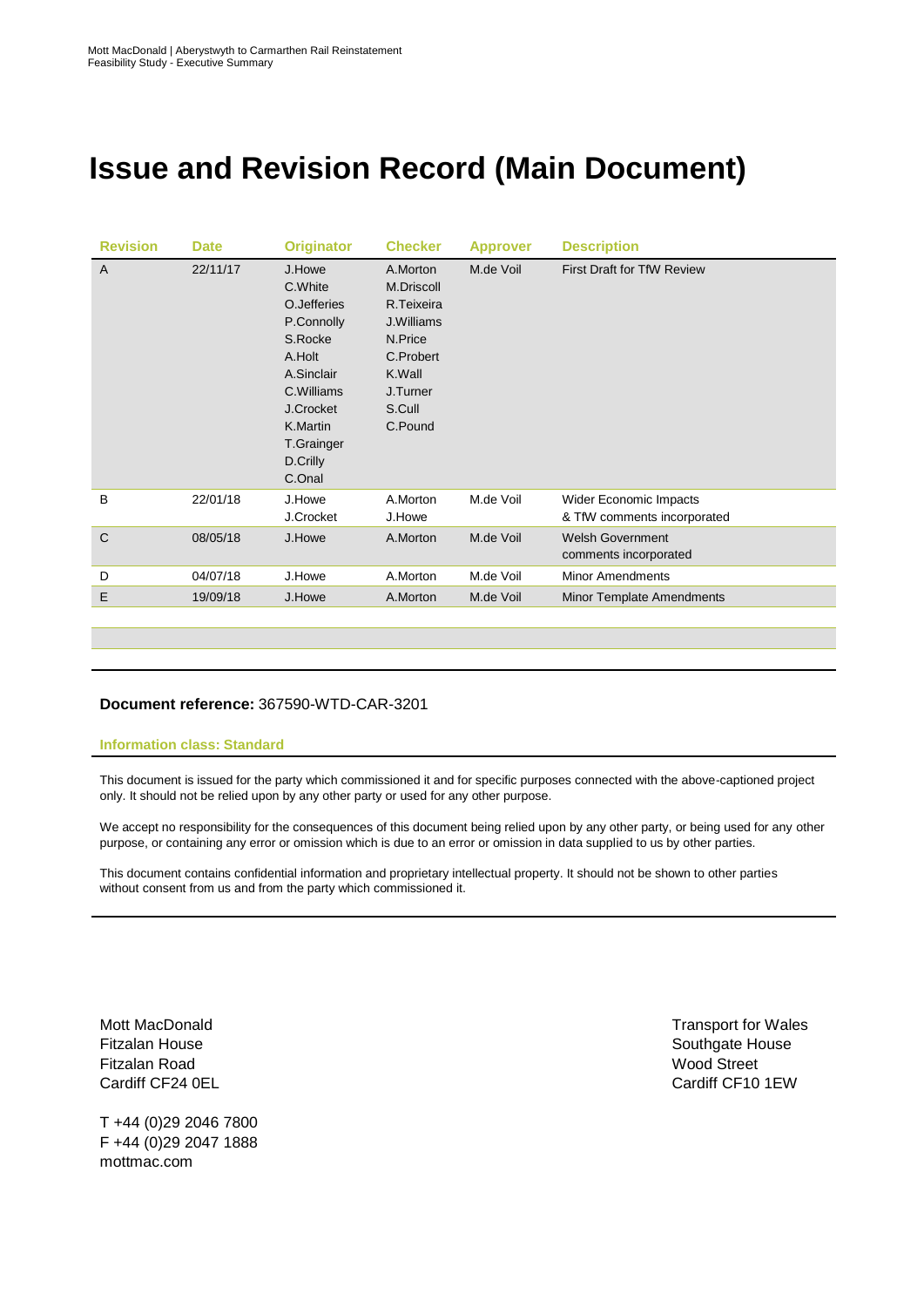# Issue and Revision Record (Main Document)

| Revision | Date | Originator | Checker | Approver | Description |
|---|---|---|---|---|---|
| A | 22/11/17 | J.Howe<br>C.White<br>O.Jefferies<br>P.Connolly<br>S.Rocke<br>A.Holt<br>A.Sinclair<br>C.Williams<br>J.Crocket<br>K.Martin<br>T.Grainger<br>D.Crilly<br>C.Onal | A.Morton<br>M.Driscoll<br>R.Teixeira<br>J.Williams<br>N.Price<br>C.Probert<br>K.Wall<br>J.Turner<br>S.Cull<br>C.Pound | M.de Voil | First Draft for TfW Review |
| B | 22/01/18 | J.Howe<br>J.Crocket | A.Morton<br>J.Howe | M.de Voil | Wider Economic Impacts & TfW comments incorporated |
| C | 08/05/18 | J.Howe | A.Morton | M.de Voil | Welsh Government comments incorporated |
| D | 04/07/18 | J.Howe | A.Morton | M.de Voil | Minor Amendments |
| E | 19/09/18 | J.Howe | A.Morton | M.de Voil | Minor Template Amendments |

**Document reference:** 367590-WTD-CAR-3201

**Information class: Standard**

This document is issued for the party which commissioned it and for specific purposes connected with the above-captioned project only. It should not be relied upon by any other party or used for any other purpose.

We accept no responsibility for the consequences of this document being relied upon by any other party, or being used for any other purpose, or containing any error or omission which is due to an error or omission in data supplied to us by other parties.

This document contains confidential information and proprietary intellectual property. It should not be shown to other parties without consent from us and from the party which commissioned it.

Mott MacDonald
Fitzalan House
Fitzalan Road
Cardiff CF24 0EL

T +44 (0)29 2046 7800
F +44 (0)29 2047 1888
mottmac.com

Transport for Wales
Southgate House
Wood Street
Cardiff CF10 1EW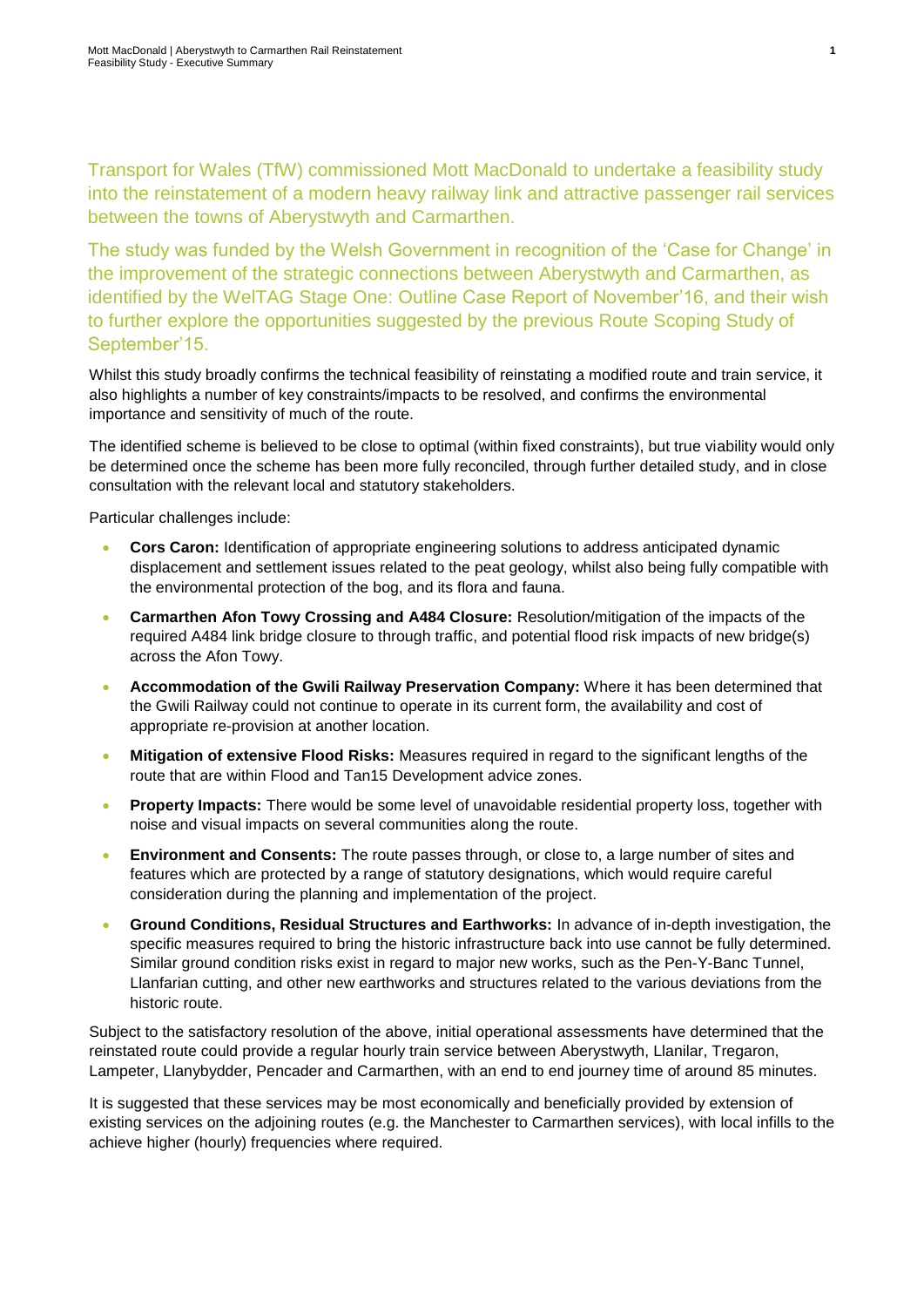Transport for Wales (TfW) commissioned Mott MacDonald to undertake a feasibility study into the reinstatement of a modern heavy railway link and attractive passenger rail services between the towns of Aberystwyth and Carmarthen.

The study was funded by the Welsh Government in recognition of the 'Case for Change' in the improvement of the strategic connections between Aberystwyth and Carmarthen, as identified by the WelTAG Stage One: Outline Case Report of November'16, and their wish to further explore the opportunities suggested by the previous Route Scoping Study of September'15.

Whilst this study broadly confirms the technical feasibility of reinstating a modified route and train service, it also highlights a number of key constraints/impacts to be resolved, and confirms the environmental importance and sensitivity of much of the route.

The identified scheme is believed to be close to optimal (within fixed constraints), but true viability would only be determined once the scheme has been more fully reconciled, through further detailed study, and in close consultation with the relevant local and statutory stakeholders.

Particular challenges include:

- **Cors Caron:** Identification of appropriate engineering solutions to address anticipated dynamic displacement and settlement issues related to the peat geology, whilst also being fully compatible with the environmental protection of the bog, and its flora and fauna.
- **Carmarthen Afon Towy Crossing and A484 Closure:** Resolution/mitigation of the impacts of the required A484 link bridge closure to through traffic, and potential flood risk impacts of new bridge(s) across the Afon Towy.
- **Accommodation of the Gwili Railway Preservation Company:** Where it has been determined that the Gwili Railway could not continue to operate in its current form, the availability and cost of appropriate re-provision at another location.
- **Mitigation of extensive Flood Risks:** Measures required in regard to the significant lengths of the route that are within Flood and Tan15 Development advice zones.
- **Property Impacts:** There would be some level of unavoidable residential property loss, together with noise and visual impacts on several communities along the route.
- **Environment and Consents:** The route passes through, or close to, a large number of sites and features which are protected by a range of statutory designations, which would require careful consideration during the planning and implementation of the project.
- **Ground Conditions, Residual Structures and Earthworks:** In advance of in-depth investigation, the specific measures required to bring the historic infrastructure back into use cannot be fully determined. Similar ground condition risks exist in regard to major new works, such as the Pen-Y-Banc Tunnel, Llanfarian cutting, and other new earthworks and structures related to the various deviations from the historic route.

Subject to the satisfactory resolution of the above, initial operational assessments have determined that the reinstated route could provide a regular hourly train service between Aberystwyth, Llanilar, Tregaron, Lampeter, Llanybydder, Pencader and Carmarthen, with an end to end journey time of around 85 minutes.

It is suggested that these services may be most economically and beneficially provided by extension of existing services on the adjoining routes (e.g. the Manchester to Carmarthen services), with local infills to the achieve higher (hourly) frequencies where required.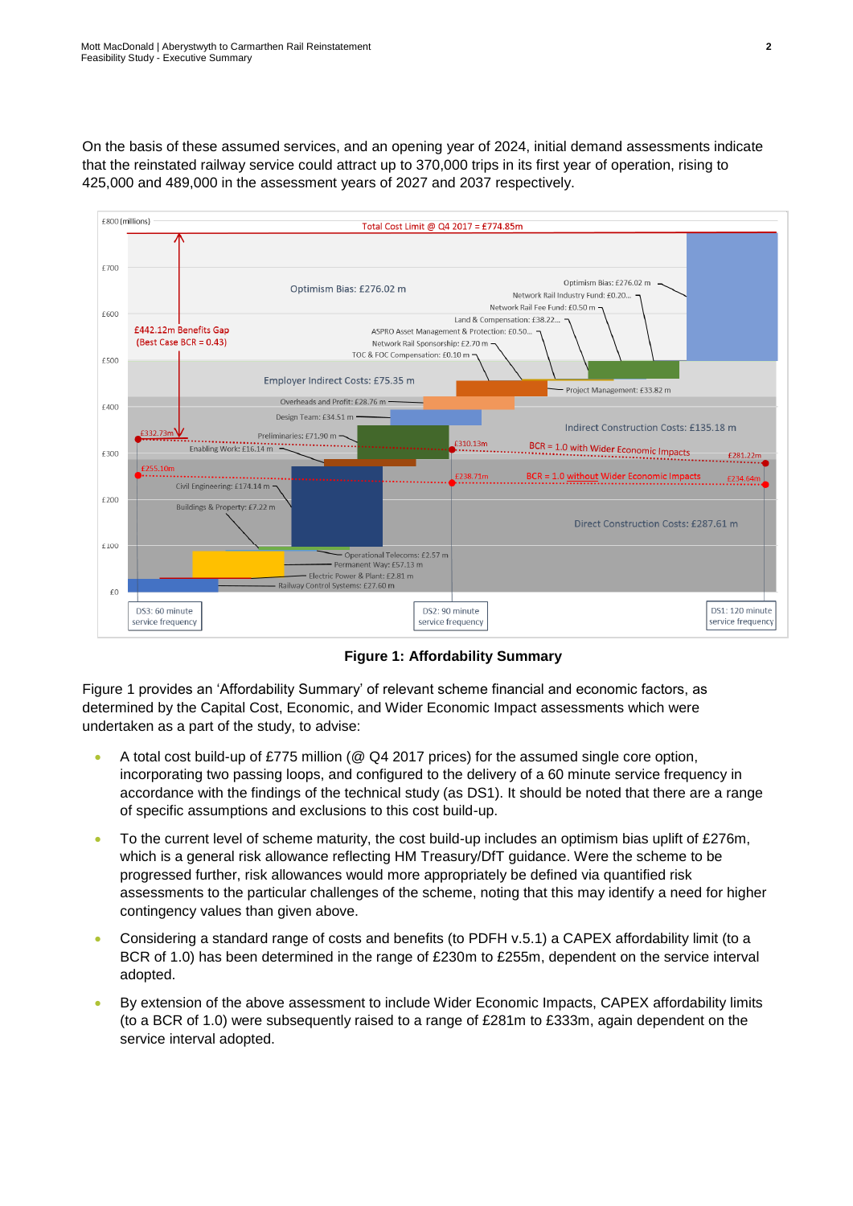On the basis of these assumed services, and an opening year of 2024, initial demand assessments indicate that the reinstated railway service could attract up to 370,000 trips in its first year of operation, rising to 425,000 and 489,000 in the assessment years of 2027 and 2037 respectively.

**Figure 1: Affordability Summary**

Figure 1 provides an 'Affordability Summary' of relevant scheme financial and economic factors, as determined by the Capital Cost, Economic, and Wider Economic Impact assessments which were undertaken as a part of the study, to advise:

- A total cost build-up of £775 million (@ Q4 2017 prices) for the assumed single core option, incorporating two passing loops, and configured to the delivery of a 60 minute service frequency in accordance with the findings of the technical study (as DS1). It should be noted that there are a range of specific assumptions and exclusions to this cost build-up.
- To the current level of scheme maturity, the cost build-up includes an optimism bias uplift of £276m, which is a general risk allowance reflecting HM Treasury/DfT guidance. Were the scheme to be progressed further, risk allowances would more appropriately be defined via quantified risk assessments to the particular challenges of the scheme, noting that this may identify a need for higher contingency values than given above.
- Considering a standard range of costs and benefits (to PDFH v.5.1) a CAPEX affordability limit (to a BCR of 1.0) has been determined in the range of £230m to £255m, dependent on the service interval adopted.
- By extension of the above assessment to include Wider Economic Impacts, CAPEX affordability limits (to a BCR of 1.0) were subsequently raised to a range of £281m to £333m, again dependent on the service interval adopted.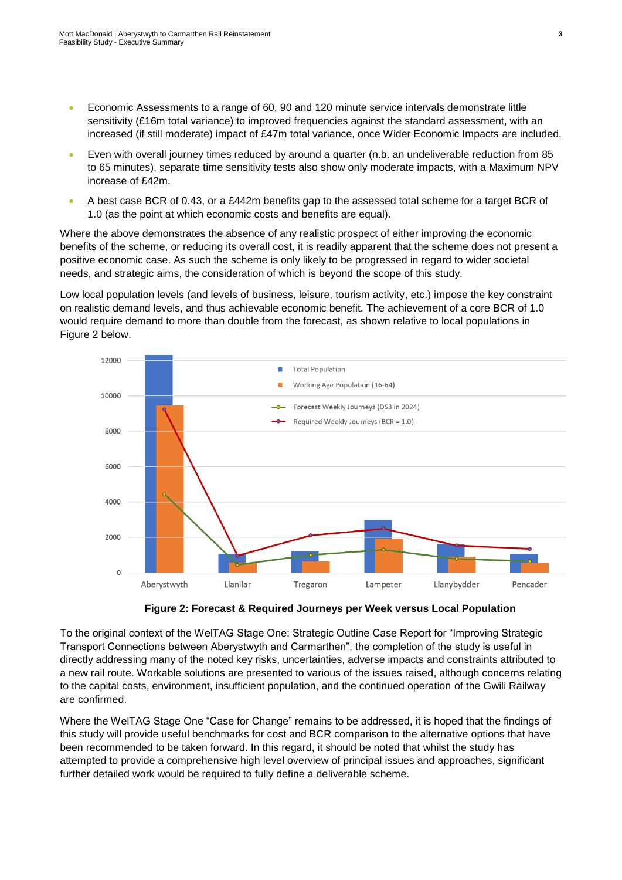- Economic Assessments to a range of 60, 90 and 120 minute service intervals demonstrate little sensitivity (£16m total variance) to improved frequencies against the standard assessment, with an increased (if still moderate) impact of £47m total variance, once Wider Economic Impacts are included.
- Even with overall journey times reduced by around a quarter (n.b. an undeliverable reduction from 85 to 65 minutes), separate time sensitivity tests also show only moderate impacts, with a Maximum NPV increase of £42m.
- A best case BCR of 0.43, or a £442m benefits gap to the assessed total scheme for a target BCR of 1.0 (as the point at which economic costs and benefits are equal).

Where the above demonstrates the absence of any realistic prospect of either improving the economic benefits of the scheme, or reducing its overall cost, it is readily apparent that the scheme does not present a positive economic case. As such the scheme is only likely to be progressed in regard to wider societal needs, and strategic aims, the consideration of which is beyond the scope of this study.

Low local population levels (and levels of business, leisure, tourism activity, etc.) impose the key constraint on realistic demand levels, and thus achievable economic benefit. The achievement of a core BCR of 1.0 would require demand to more than double from the forecast, as shown relative to local populations in Figure 2 below.

**Figure 2: Forecast & Required Journeys per Week versus Local Population**

To the original context of the WelTAG Stage One: Strategic Outline Case Report for "Improving Strategic Transport Connections between Aberystwyth and Carmarthen", the completion of the study is useful in directly addressing many of the noted key risks, uncertainties, adverse impacts and constraints attributed to a new rail route. Workable solutions are presented to various of the issues raised, although concerns relating to the capital costs, environment, insufficient population, and the continued operation of the Gwili Railway are confirmed.

Where the WelTAG Stage One "Case for Change" remains to be addressed, it is hoped that the findings of this study will provide useful benchmarks for cost and BCR comparison to the alternative options that have been recommended to be taken forward. In this regard, it should be noted that whilst the study has attempted to provide a comprehensive high level overview of principal issues and approaches, significant further detailed work would be required to fully define a deliverable scheme.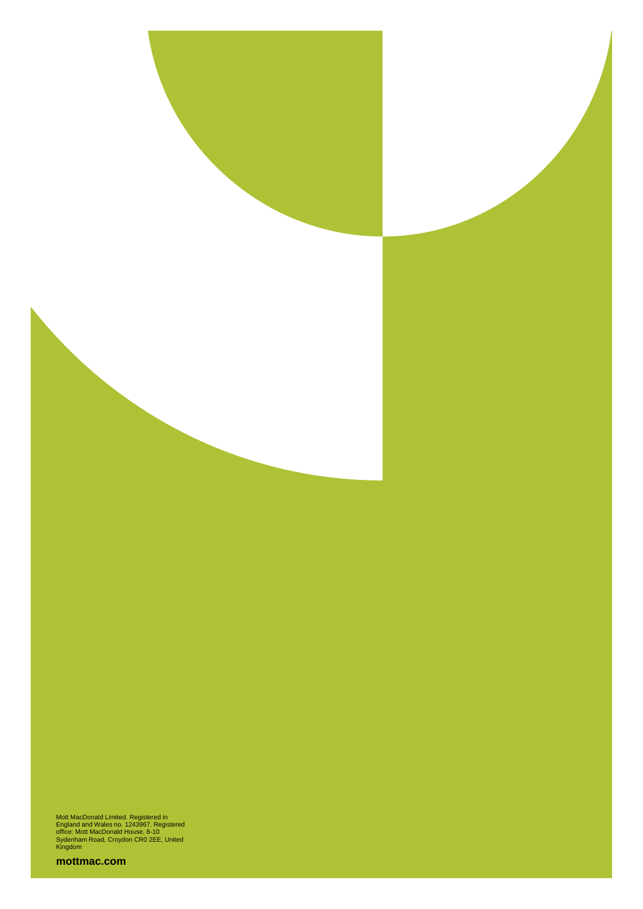Mott MacDonald Limited. Registered in England and Wales no. 1243967. Registered office: Mott MacDonald House, 8-10 Sydenham Road, Croydon CR0 2EE, United Kingdom

**mottmac.com**